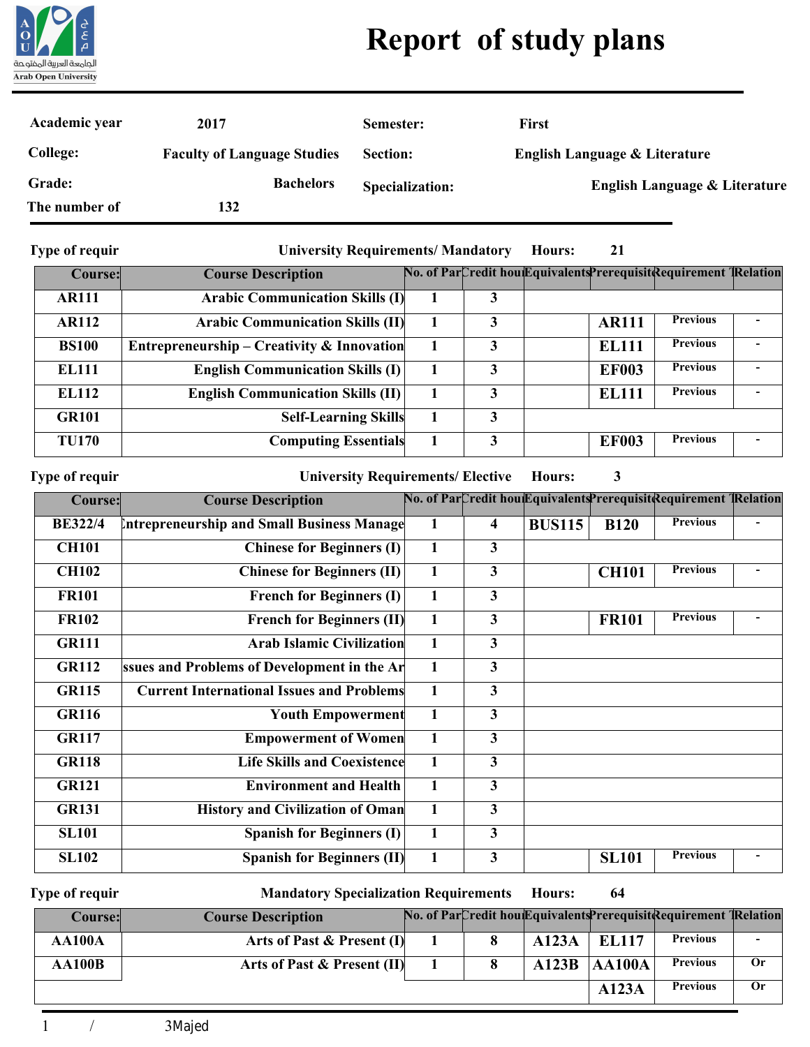# Report of study plans

| | | | |
|---|---|---|---|
| Academic year | 2017 | Semester: | First |
| College: | Faculty of Language Studies | Section: | English Language & Literature |
| Grade: | Bachelors | Specialization: | English Language & Literature |
| The number of | 132 | | |

Type of requir — University Requirements/ Mandatory — Hours: 21

| Course: | Course Description | No. of Par | Credit hou | Equivalents | Prerequisit | Requirement T | Relation |
|---|---|---|---|---|---|---|---|
| AR111 | Arabic Communication Skills (I) | 1 | 3 | | | | |
| AR112 | Arabic Communication Skills (II) | 1 | 3 | | AR111 | Previous | - |
| BS100 | Entrepreneurship – Creativity & Innovation | 1 | 3 | | EL111 | Previous | - |
| EL111 | English Communication Skills (I) | 1 | 3 | | EF003 | Previous | - |
| EL112 | English Communication Skills (II) | 1 | 3 | | EL111 | Previous | - |
| GR101 | Self-Learning Skills | 1 | 3 | | | | |
| TU170 | Computing Essentials | 1 | 3 | | EF003 | Previous | - |

Type of requir — University Requirements/ Elective — Hours: 3

| Course: | Course Description | No. of Par | Credit hou | Equivalents | Prerequisit | Requirement T | Relation |
|---|---|---|---|---|---|---|---|
| BE322/4 | Entrepreneurship and Small Business Manage | 1 | 4 | BUS115 | B120 | Previous | - |
| CH101 | Chinese for Beginners (I) | 1 | 3 | | | | |
| CH102 | Chinese for Beginners (II) | 1 | 3 | | CH101 | Previous | - |
| FR101 | French for Beginners (I) | 1 | 3 | | | | |
| FR102 | French for Beginners (II) | 1 | 3 | | FR101 | Previous | - |
| GR111 | Arab Islamic Civilization | 1 | 3 | | | | |
| GR112 | Issues and Problems of Development in the Ar | 1 | 3 | | | | |
| GR115 | Current International Issues and Problems | 1 | 3 | | | | |
| GR116 | Youth Empowerment | 1 | 3 | | | | |
| GR117 | Empowerment of Women | 1 | 3 | | | | |
| GR118 | Life Skills and Coexistence | 1 | 3 | | | | |
| GR121 | Environment and Health | 1 | 3 | | | | |
| GR131 | History and Civilization of Oman | 1 | 3 | | | | |
| SL101 | Spanish for Beginners (I) | 1 | 3 | | | | |
| SL102 | Spanish for Beginners (II) | 1 | 3 | | SL101 | Previous | - |

Type of requir — Mandatory Specialization Requirements — Hours: 64

| Course: | Course Description | No. of Par | Credit hou | Equivalents | Prerequisit | Requirement T | Relation |
|---|---|---|---|---|---|---|---|
| AA100A | Arts of Past & Present (I) | 1 | 8 | A123A | EL117 | Previous | - |
| AA100B | Arts of Past & Present (II) | 1 | 8 | A123B | AA100A | Previous | Or |
| | | | | | A123A | Previous | Or |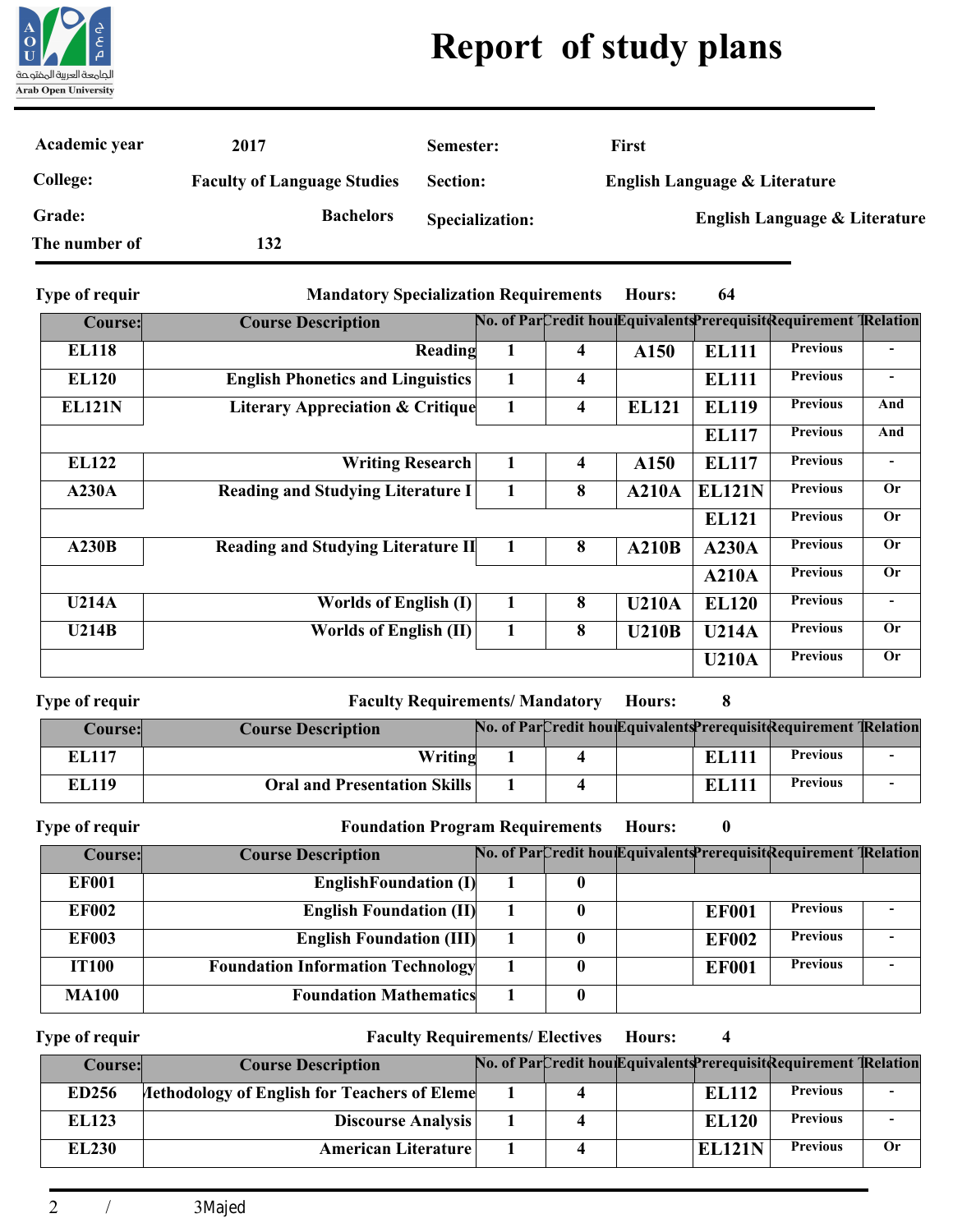# Report of study plans

| Academic year | 2017 | Semester: | First |
|---|---|---|---|
| College: | Faculty of Language Studies | Section: | English Language & Literature |
| Grade: | Bachelors | Specialization: | English Language & Literature |
| The number of | 132 | | |

Type of requir — Mandatory Specialization Requirements — Hours: 64

| Course: | Course Description | No. of Par | Credit hou | Equivalents | Prerequisit | Requirement T | Relation |
|---|---|---|---|---|---|---|---|
| EL118 | Reading | 1 | 4 | A150 | EL111 | Previous | - |
| EL120 | English Phonetics and Linguistics | 1 | 4 | | EL111 | Previous | - |
| EL121N | Literary Appreciation & Critique | 1 | 4 | EL121 | EL119 | Previous | And |
| | | | | | EL117 | Previous | And |
| EL122 | Writing Research | 1 | 4 | A150 | EL117 | Previous | - |
| A230A | Reading and Studying Literature I | 1 | 8 | A210A | EL121N | Previous | Or |
| | | | | | EL121 | Previous | Or |
| A230B | Reading and Studying Literature II | 1 | 8 | A210B | A230A | Previous | Or |
| | | | | | A210A | Previous | Or |
| U214A | Worlds of English (I) | 1 | 8 | U210A | EL120 | Previous | - |
| U214B | Worlds of English (II) | 1 | 8 | U210B | U214A | Previous | Or |
| | | | | | U210A | Previous | Or |

Type of requir — Faculty Requirements/ Mandatory — Hours: 8

| Course: | Course Description | No. of Par | Credit hou | Equivalents | Prerequisit | Requirement T | Relation |
|---|---|---|---|---|---|---|---|
| EL117 | Writing | 1 | 4 | | EL111 | Previous | - |
| EL119 | Oral and Presentation Skills | 1 | 4 | | EL111 | Previous | - |

Type of requir — Foundation Program Requirements — Hours: 0

| Course: | Course Description | No. of Par | Credit hou | Equivalents | Prerequisit | Requirement T | Relation |
|---|---|---|---|---|---|---|---|
| EF001 | EnglishFoundation (I) | 1 | 0 | | | | |
| EF002 | English Foundation (II) | 1 | 0 | | EF001 | Previous | - |
| EF003 | English Foundation (III) | 1 | 0 | | EF002 | Previous | - |
| IT100 | Foundation Information Technology | 1 | 0 | | EF001 | Previous | - |
| MA100 | Foundation Mathematics | 1 | 0 | | | | |

Type of requir — Faculty Requirements/ Electives — Hours: 4

| Course: | Course Description | No. of Par | Credit hou | Equivalents | Prerequisit | Requirement T | Relation |
|---|---|---|---|---|---|---|---|
| ED256 | Methodology of English for Teachers of Eleme | 1 | 4 | | EL112 | Previous | - |
| EL123 | Discourse Analysis | 1 | 4 | | EL120 | Previous | - |
| EL230 | American Literature | 1 | 4 | | EL121N | Previous | Or |

3Majed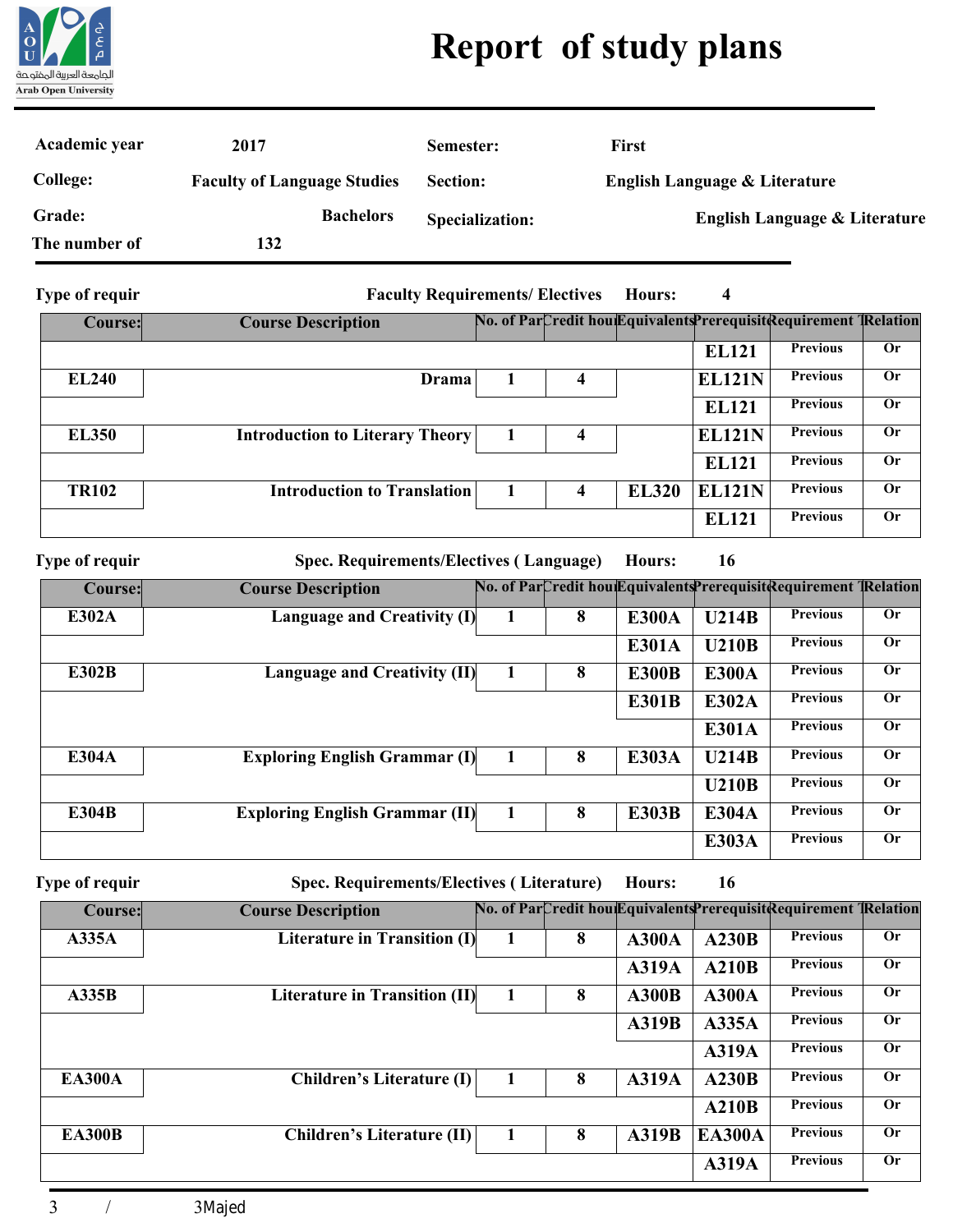# Report of study plans

| | | | |
|---|---|---|---|
| **Academic year** | **2017** | **Semester:** | **First** |
| **College:** | **Faculty of Language Studies** | **Section:** | **English Language & Literature** |
| **Grade:** | **Bachelors** | **Specialization:** | **English Language & Literature** |
| **The number of** | **132** | | |

**Type of requir** **Faculty Requirements/ Electives** **Hours: 4**

| Course: | Course Description | No. of Par | Credit hou | Equivalents | Prerequisit | Requirement T | Relation |
|---|---|---|---|---|---|---|---|
| | | | | | EL121 | Previous | Or |
| EL240 | Drama | 1 | 4 | | EL121N | Previous | Or |
| | | | | | EL121 | Previous | Or |
| EL350 | Introduction to Literary Theory | 1 | 4 | | EL121N | Previous | Or |
| | | | | | EL121 | Previous | Or |
| TR102 | Introduction to Translation | 1 | 4 | EL320 | EL121N | Previous | Or |
| | | | | | EL121 | Previous | Or |

**Type of requir** **Spec. Requirements/Electives ( Language)** **Hours: 16**

| Course: | Course Description | No. of Par | Credit hou | Equivalents | Prerequisit | Requirement T | Relation |
|---|---|---|---|---|---|---|---|
| E302A | Language and Creativity (I) | 1 | 8 | E300A | U214B | Previous | Or |
| | | | | E301A | U210B | Previous | Or |
| E302B | Language and Creativity (II) | 1 | 8 | E300B | E300A | Previous | Or |
| | | | | E301B | E302A | Previous | Or |
| | | | | | E301A | Previous | Or |
| E304A | Exploring English Grammar (I) | 1 | 8 | E303A | U214B | Previous | Or |
| | | | | | U210B | Previous | Or |
| E304B | Exploring English Grammar (II) | 1 | 8 | E303B | E304A | Previous | Or |
| | | | | | E303A | Previous | Or |

**Type of requir** **Spec. Requirements/Electives ( Literature)** **Hours: 16**

| Course: | Course Description | No. of Par | Credit hou | Equivalents | Prerequisit | Requirement T | Relation |
|---|---|---|---|---|---|---|---|
| A335A | Literature in Transition (I) | 1 | 8 | A300A | A230B | Previous | Or |
| | | | | A319A | A210B | Previous | Or |
| A335B | Literature in Transition (II) | 1 | 8 | A300B | A300A | Previous | Or |
| | | | | A319B | A335A | Previous | Or |
| | | | | | A319A | Previous | Or |
| EA300A | Children's Literature (I) | 1 | 8 | A319A | A230B | Previous | Or |
| | | | | | A210B | Previous | Or |
| EA300B | Children's Literature (II) | 1 | 8 | A319B | EA300A | Previous | Or |
| | | | | | A319A | Previous | Or |

Majed